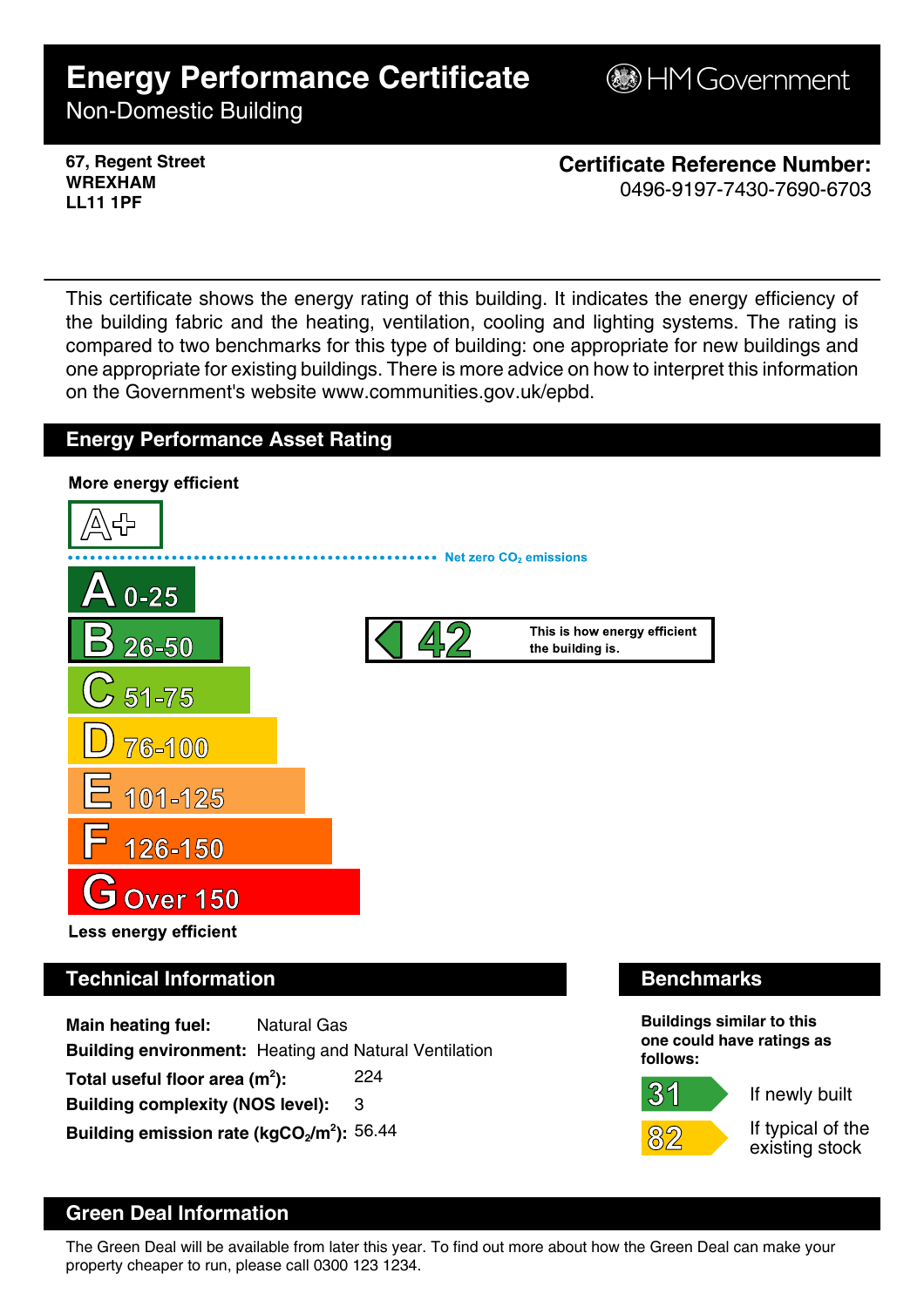# Energy Performance Certificate

Non-Domestic Building

HM Government

**67, Regent Street**
**WREXHAM**
**LL11 1PF**

**Certificate Reference Number:**
0496-9197-7430-7690-6703

This certificate shows the energy rating of this building. It indicates the energy efficiency of the building fabric and the heating, ventilation, cooling and lighting systems. The rating is compared to two benchmarks for this type of building: one appropriate for new buildings and one appropriate for existing buildings. There is more advice on how to interpret this information on the Government's website www.communities.gov.uk/epbd.

## Energy Performance Asset Rating

**More energy efficient**

A+

Net zero $CO_2$ emissions

- A 0-25
- B 26-50
- C 51-75
- D 76-100
- E 101-125
- F 126-150
- G Over 150

**42** — This is how energy efficient the building is.

**Less energy efficient**

## Technical Information

**Main heating fuel:** Natural Gas
**Building environment:** Heating and Natural Ventilation
**Total useful floor area ($m^2$):** 224
**Building complexity (NOS level):** 3
**Building emission rate ($kgCO_2/m^2$):** 56.44

## Benchmarks

**Buildings similar to this one could have ratings as follows:**

- 31 — If newly built
- 82 — If typical of the existing stock

## Green Deal Information

The Green Deal will be available from later this year. To find out more about how the Green Deal can make your property cheaper to run, please call 0300 123 1234.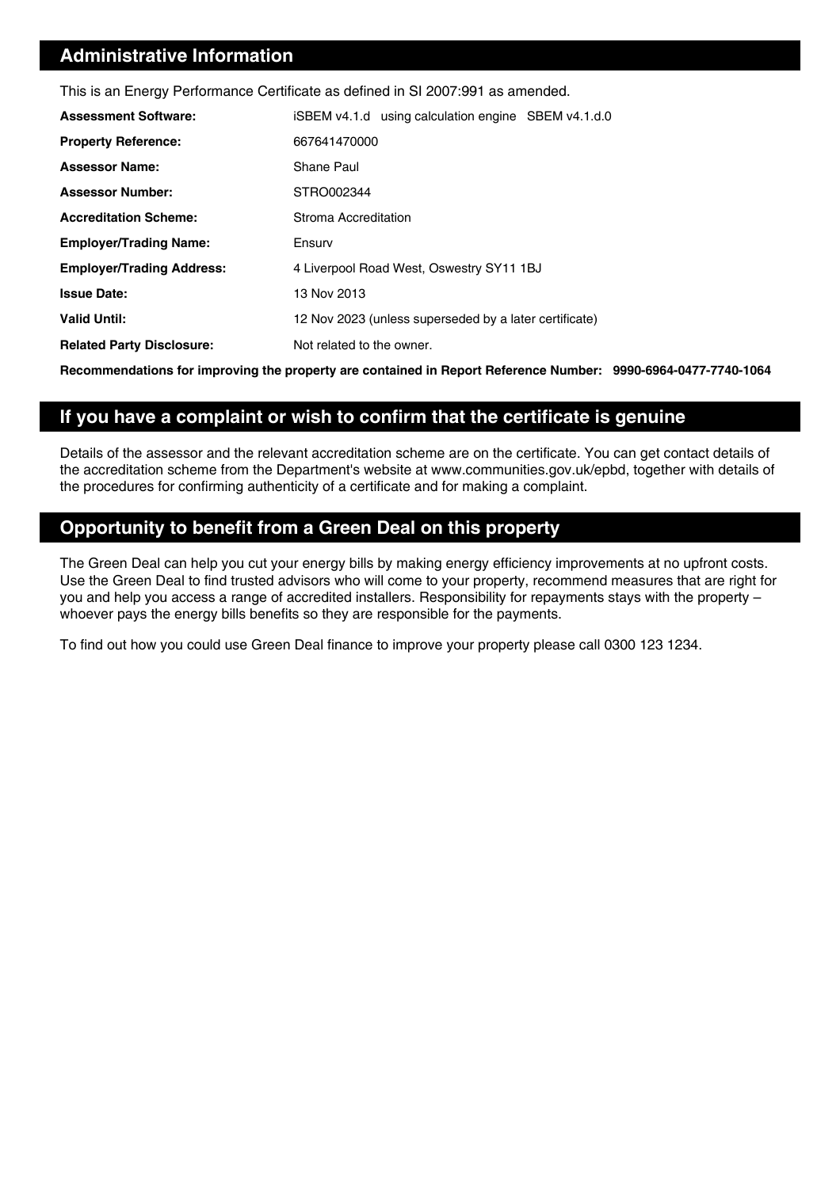## Administrative Information

This is an Energy Performance Certificate as defined in SI 2007:991 as amended.

| | |
|---|---|
| **Assessment Software:** | iSBEM v4.1.d using calculation engine SBEM v4.1.d.0 |
| **Property Reference:** | 667641470000 |
| **Assessor Name:** | Shane Paul |
| **Assessor Number:** | STRO002344 |
| **Accreditation Scheme:** | Stroma Accreditation |
| **Employer/Trading Name:** | Ensurv |
| **Employer/Trading Address:** | 4 Liverpool Road West, Oswestry SY11 1BJ |
| **Issue Date:** | 13 Nov 2013 |
| **Valid Until:** | 12 Nov 2023 (unless superseded by a later certificate) |
| **Related Party Disclosure:** | Not related to the owner. |

**Recommendations for improving the property are contained in Report Reference Number: 9990-6964-0477-7740-1064**

## If you have a complaint or wish to confirm that the certificate is genuine

Details of the assessor and the relevant accreditation scheme are on the certificate. You can get contact details of the accreditation scheme from the Department's website at www.communities.gov.uk/epbd, together with details of the procedures for confirming authenticity of a certificate and for making a complaint.

## Opportunity to benefit from a Green Deal on this property

The Green Deal can help you cut your energy bills by making energy efficiency improvements at no upfront costs. Use the Green Deal to find trusted advisors who will come to your property, recommend measures that are right for you and help you access a range of accredited installers. Responsibility for repayments stays with the property – whoever pays the energy bills benefits so they are responsible for the payments.

To find out how you could use Green Deal finance to improve your property please call 0300 123 1234.